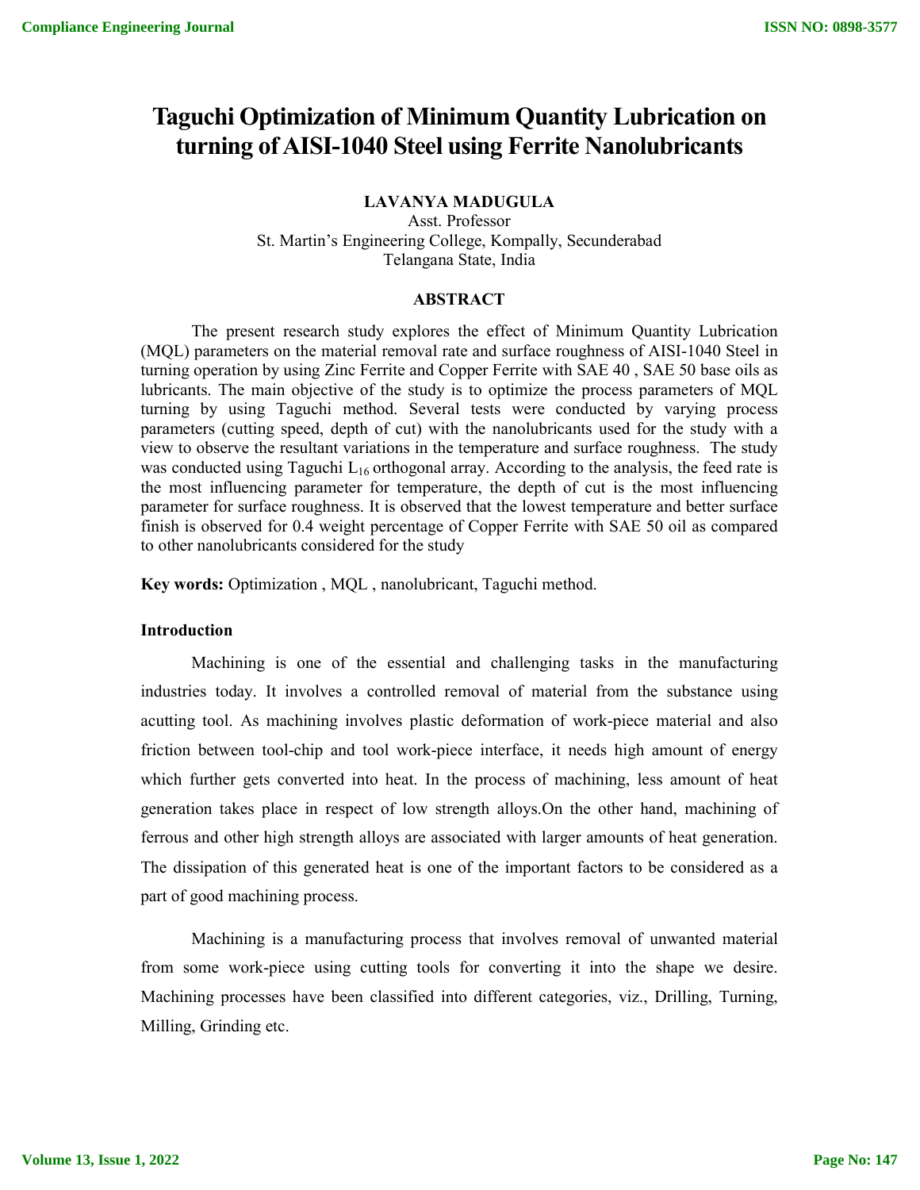# Taguchi Optimization of Minimum Quantity Lubrication on turning of AISI-1040 Steel using Ferrite Nanolubricants

**LAVANYA MADUGULA**

Asst. Professor

St. Martin's Engineering College, Kompally, Secunderabad

Telangana State, India

## ABSTRACT

The present research study explores the effect of Minimum Quantity Lubrication (MQL) parameters on the material removal rate and surface roughness of AISI-1040 Steel in turning operation by using Zinc Ferrite and Copper Ferrite with SAE 40 , SAE 50 base oils as lubricants. The main objective of the study is to optimize the process parameters of MQL turning by using Taguchi method. Several tests were conducted by varying process parameters (cutting speed, depth of cut) with the nanolubricants used for the study with a view to observe the resultant variations in the temperature and surface roughness. The study was conducted using Taguchi $L_{16}$ orthogonal array. According to the analysis, the feed rate is the most influencing parameter for temperature, the depth of cut is the most influencing parameter for surface roughness. It is observed that the lowest temperature and better surface finish is observed for 0.4 weight percentage of Copper Ferrite with SAE 50 oil as compared to other nanolubricants considered for the study

**Key words:** Optimization , MQL , nanolubricant, Taguchi method.

### Introduction

Machining is one of the essential and challenging tasks in the manufacturing industries today. It involves a controlled removal of material from the substance using acutting tool. As machining involves plastic deformation of work-piece material and also friction between tool-chip and tool work-piece interface, it needs high amount of energy which further gets converted into heat. In the process of machining, less amount of heat generation takes place in respect of low strength alloys.On the other hand, machining of ferrous and other high strength alloys are associated with larger amounts of heat generation. The dissipation of this generated heat is one of the important factors to be considered as a part of good machining process.

Machining is a manufacturing process that involves removal of unwanted material from some work-piece using cutting tools for converting it into the shape we desire. Machining processes have been classified into different categories, viz., Drilling, Turning, Milling, Grinding etc.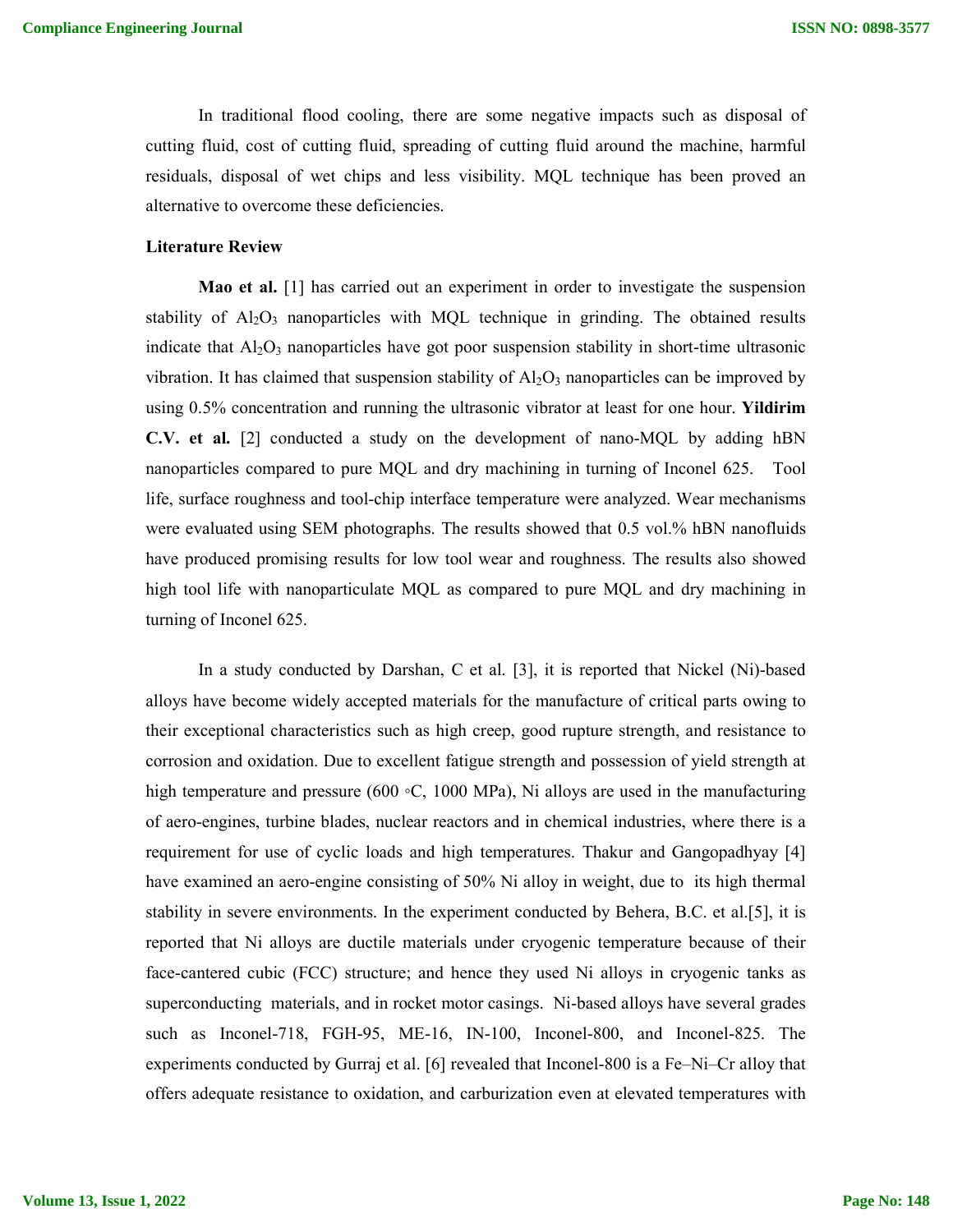In traditional flood cooling, there are some negative impacts such as disposal of cutting fluid, cost of cutting fluid, spreading of cutting fluid around the machine, harmful residuals, disposal of wet chips and less visibility. MQL technique has been proved an alternative to overcome these deficiencies.

**Literature Review**

**Mao et al.** [1] has carried out an experiment in order to investigate the suspension stability of $Al_2O_3$ nanoparticles with MQL technique in grinding. The obtained results indicate that $Al_2O_3$ nanoparticles have got poor suspension stability in short-time ultrasonic vibration. It has claimed that suspension stability of $Al_2O_3$ nanoparticles can be improved by using 0.5% concentration and running the ultrasonic vibrator at least for one hour. **Yildirim C.V. et al.** [2] conducted a study on the development of nano-MQL by adding hBN nanoparticles compared to pure MQL and dry machining in turning of Inconel 625. Tool life, surface roughness and tool-chip interface temperature were analyzed. Wear mechanisms were evaluated using SEM photographs. The results showed that 0.5 vol.% hBN nanofluids have produced promising results for low tool wear and roughness. The results also showed high tool life with nanoparticulate MQL as compared to pure MQL and dry machining in turning of Inconel 625.

In a study conducted by Darshan, C et al. [3], it is reported that Nickel (Ni)-based alloys have become widely accepted materials for the manufacture of critical parts owing to their exceptional characteristics such as high creep, good rupture strength, and resistance to corrosion and oxidation. Due to excellent fatigue strength and possession of yield strength at high temperature and pressure (600 ◦C, 1000 MPa), Ni alloys are used in the manufacturing of aero-engines, turbine blades, nuclear reactors and in chemical industries, where there is a requirement for use of cyclic loads and high temperatures. Thakur and Gangopadhyay [4] have examined an aero-engine consisting of 50% Ni alloy in weight, due to its high thermal stability in severe environments. In the experiment conducted by Behera, B.C. et al.[5], it is reported that Ni alloys are ductile materials under cryogenic temperature because of their face-cantered cubic (FCC) structure; and hence they used Ni alloys in cryogenic tanks as superconducting materials, and in rocket motor casings. Ni-based alloys have several grades such as Inconel-718, FGH-95, ME-16, IN-100, Inconel-800, and Inconel-825. The experiments conducted by Gurraj et al. [6] revealed that Inconel-800 is a Fe–Ni–Cr alloy that offers adequate resistance to oxidation, and carburization even at elevated temperatures with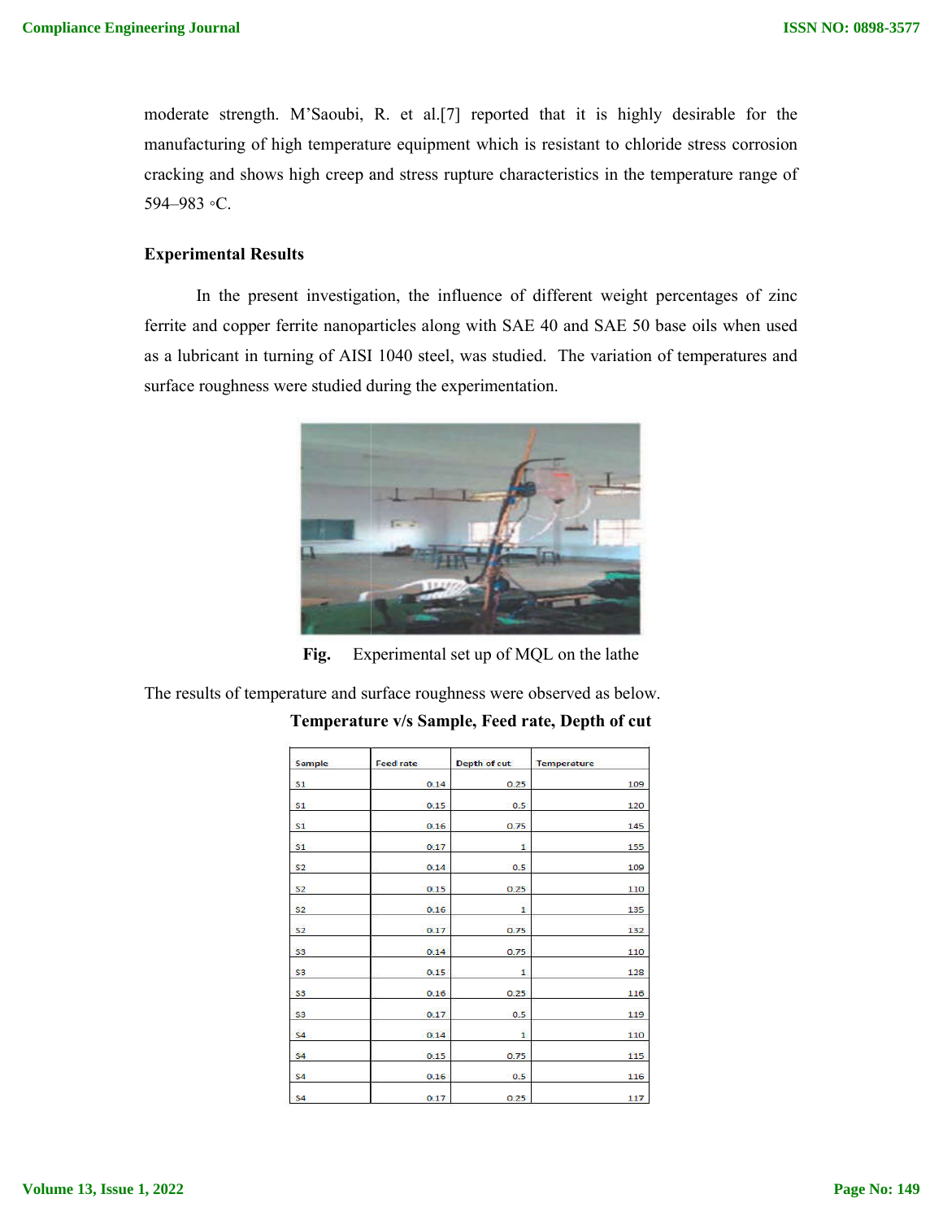moderate strength. M'Saoubi, R. et al.[7] reported that it is highly desirable for the manufacturing of high temperature equipment which is resistant to chloride stress corrosion cracking and shows high creep and stress rupture characteristics in the temperature range of 594–983 ◦C.

### Experimental Results

In the present investigation, the influence of different weight percentages of zinc ferrite and copper ferrite nanoparticles along with SAE 40 and SAE 50 base oils when used as a lubricant in turning of AISI 1040 steel, was studied. The variation of temperatures and surface roughness were studied during the experimentation.

**Fig.** Experimental set up of MQL on the lathe

The results of temperature and surface roughness were observed as below.

**Temperature v/s Sample, Feed rate, Depth of cut**

| Sample | Feed rate | Depth of cut | Temperature |
|---|---|---|---|
| S1 | 0.14 | 0.25 | 109 |
| S1 | 0.15 | 0.5 | 120 |
| S1 | 0.16 | 0.75 | 145 |
| S1 | 0.17 | 1 | 155 |
| S2 | 0.14 | 0.5 | 109 |
| S2 | 0.15 | 0.25 | 110 |
| S2 | 0.16 | 1 | 135 |
| S2 | 0.17 | 0.75 | 132 |
| S3 | 0.14 | 0.75 | 110 |
| S3 | 0.15 | 1 | 128 |
| S3 | 0.16 | 0.25 | 116 |
| S3 | 0.17 | 0.5 | 119 |
| S4 | 0.14 | 1 | 110 |
| S4 | 0.15 | 0.75 | 115 |
| S4 | 0.16 | 0.5 | 116 |
| S4 | 0.17 | 0.25 | 117 |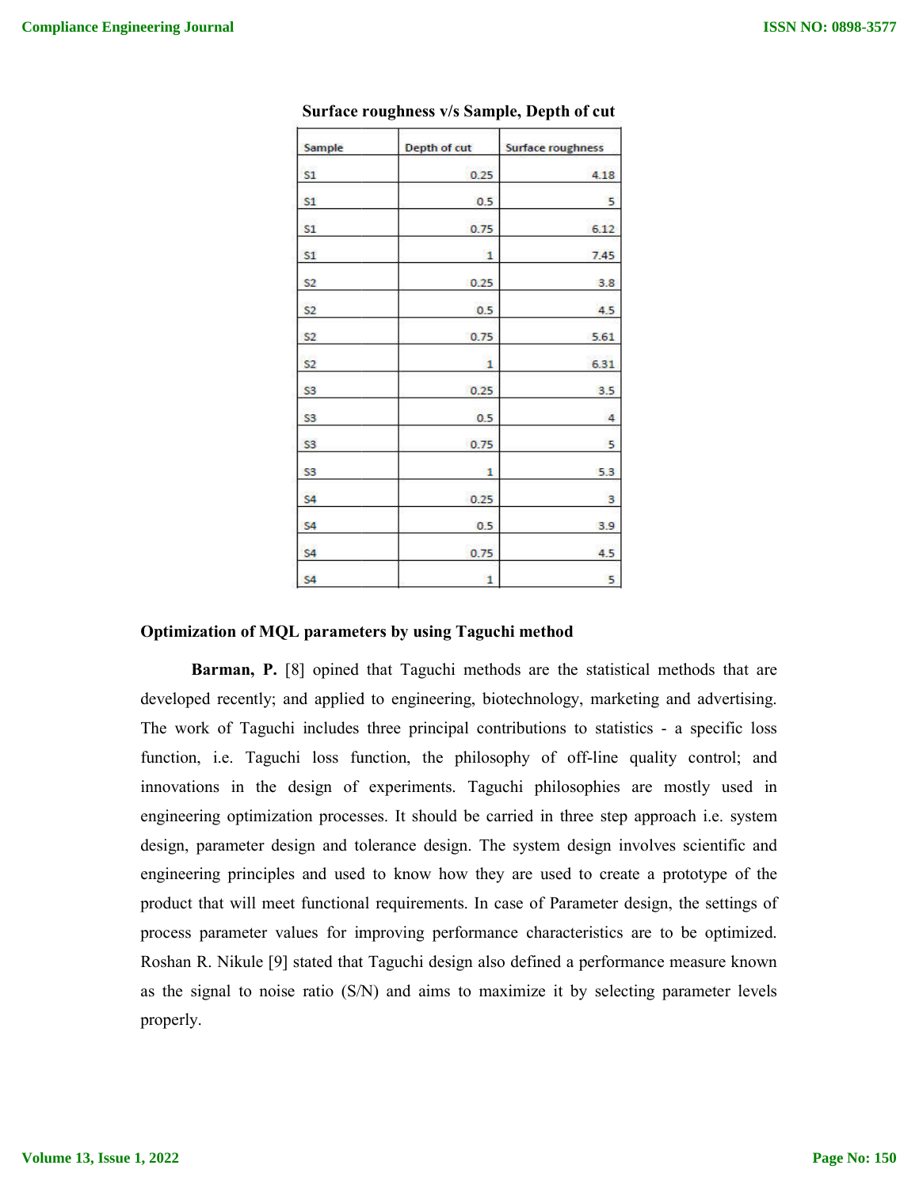**Surface roughness v/s Sample, Depth of cut**

| Sample | Depth of cut | Surface roughness |
|---|---|---|
| S1 | 0.25 | 4.18 |
| S1 | 0.5 | 5 |
| S1 | 0.75 | 6.12 |
| S1 | 1 | 7.45 |
| S2 | 0.25 | 3.8 |
| S2 | 0.5 | 4.5 |
| S2 | 0.75 | 5.61 |
| S2 | 1 | 6.31 |
| S3 | 0.25 | 3.5 |
| S3 | 0.5 | 4 |
| S3 | 0.75 | 5 |
| S3 | 1 | 5.3 |
| S4 | 0.25 | 3 |
| S4 | 0.5 | 3.9 |
| S4 | 0.75 | 4.5 |
| S4 | 1 | 5 |

**Optimization of MQL parameters by using Taguchi method**

**Barman, P.** [8] opined that Taguchi methods are the statistical methods that are developed recently; and applied to engineering, biotechnology, marketing and advertising. The work of Taguchi includes three principal contributions to statistics - a specific loss function, i.e. Taguchi loss function, the philosophy of off-line quality control; and innovations in the design of experiments. Taguchi philosophies are mostly used in engineering optimization processes. It should be carried in three step approach i.e. system design, parameter design and tolerance design. The system design involves scientific and engineering principles and used to know how they are used to create a prototype of the product that will meet functional requirements. In case of Parameter design, the settings of process parameter values for improving performance characteristics are to be optimized. Roshan R. Nikule [9] stated that Taguchi design also defined a performance measure known as the signal to noise ratio (S/N) and aims to maximize it by selecting parameter levels properly.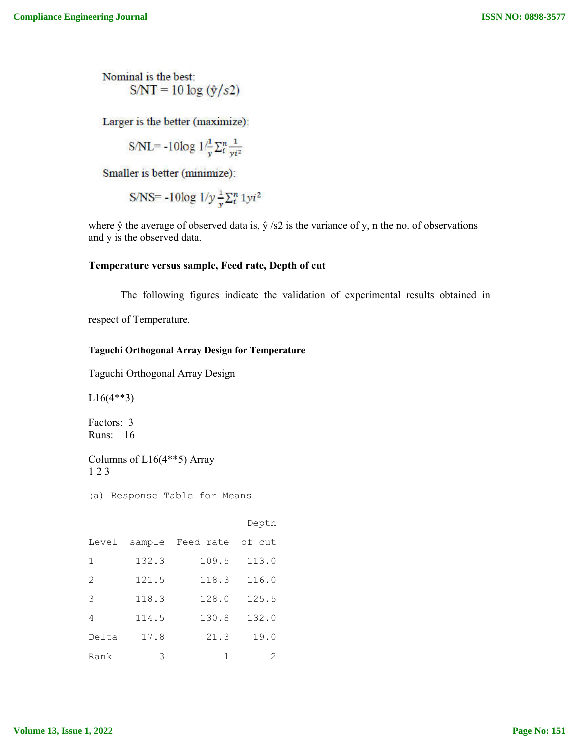Nominal is the best:

$$S/NT = 10 \log (\hat{y}/s2)$$

Larger is the better (maximize):

$$S/NL = -10\log 1/\frac{1}{y}\Sigma_i^n \frac{1}{yi^2}$$

Smaller is better (minimize):

$$S/NS = -10\log 1/y \frac{1}{y}\Sigma_i^n 1yi^2$$

where ŷ the average of observed data is, ŷ /s2 is the variance of y, n the no. of observations and y is the observed data.

**Temperature versus sample, Feed rate, Depth of cut**

The following figures indicate the validation of experimental results obtained in respect of Temperature.

**Taguchi Orthogonal Array Design for Temperature**

Taguchi Orthogonal Array Design

L16(4**3)

Factors: 3
Runs: 16

Columns of L16(4**5) Array
1 2 3

(a) Response Table for Means

| Level | sample | Feed rate | Depth of cut |
|---|---|---|---|
| 1 | 132.3 | 109.5 | 113.0 |
| 2 | 121.5 | 118.3 | 116.0 |
| 3 | 118.3 | 128.0 | 125.5 |
| 4 | 114.5 | 130.8 | 132.0 |
| Delta | 17.8 | 21.3 | 19.0 |
| Rank | 3 | 1 | 2 |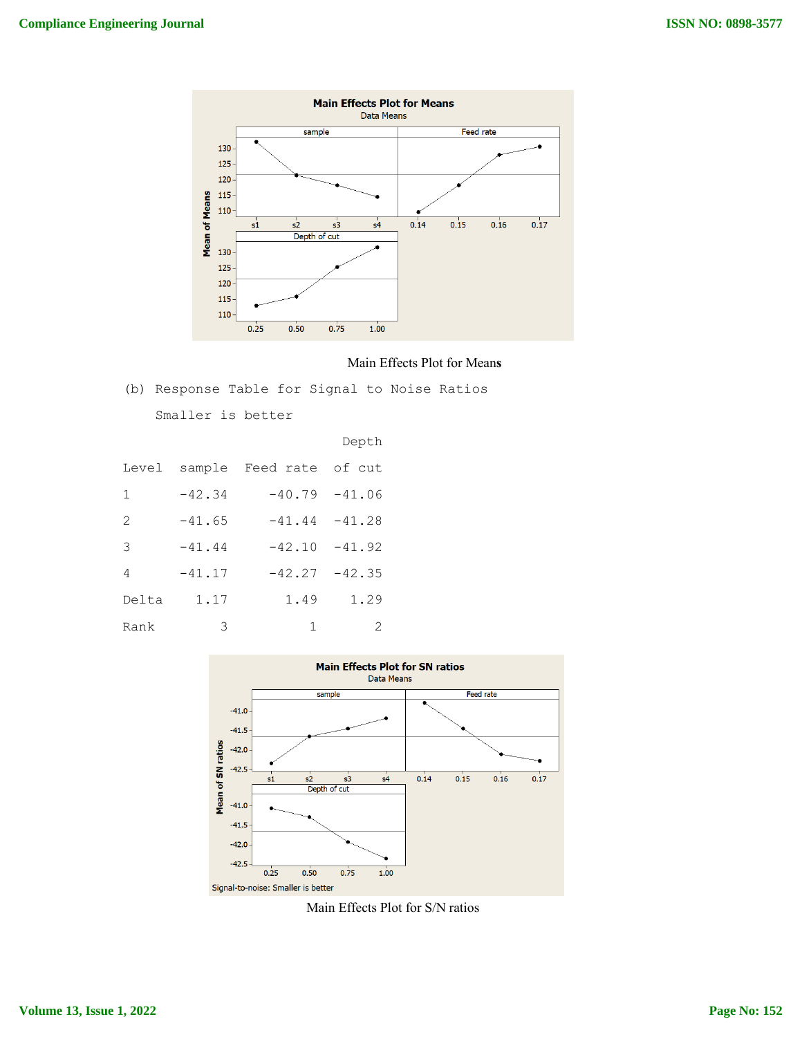Main Effects Plot for Means

(b) Response Table for Signal to Noise Ratios

Smaller is better

| Level | sample | Feed rate | Depth of cut |
|---|---|---|---|
| 1 | -42.34 | -40.79 | -41.06 |
| 2 | -41.65 | -41.44 | -41.28 |
| 3 | -41.44 | -42.10 | -41.92 |
| 4 | -41.17 | -42.27 | -42.35 |
| Delta | 1.17 | 1.49 | 1.29 |
| Rank | 3 | 1 | 2 |

Main Effects Plot for S/N ratios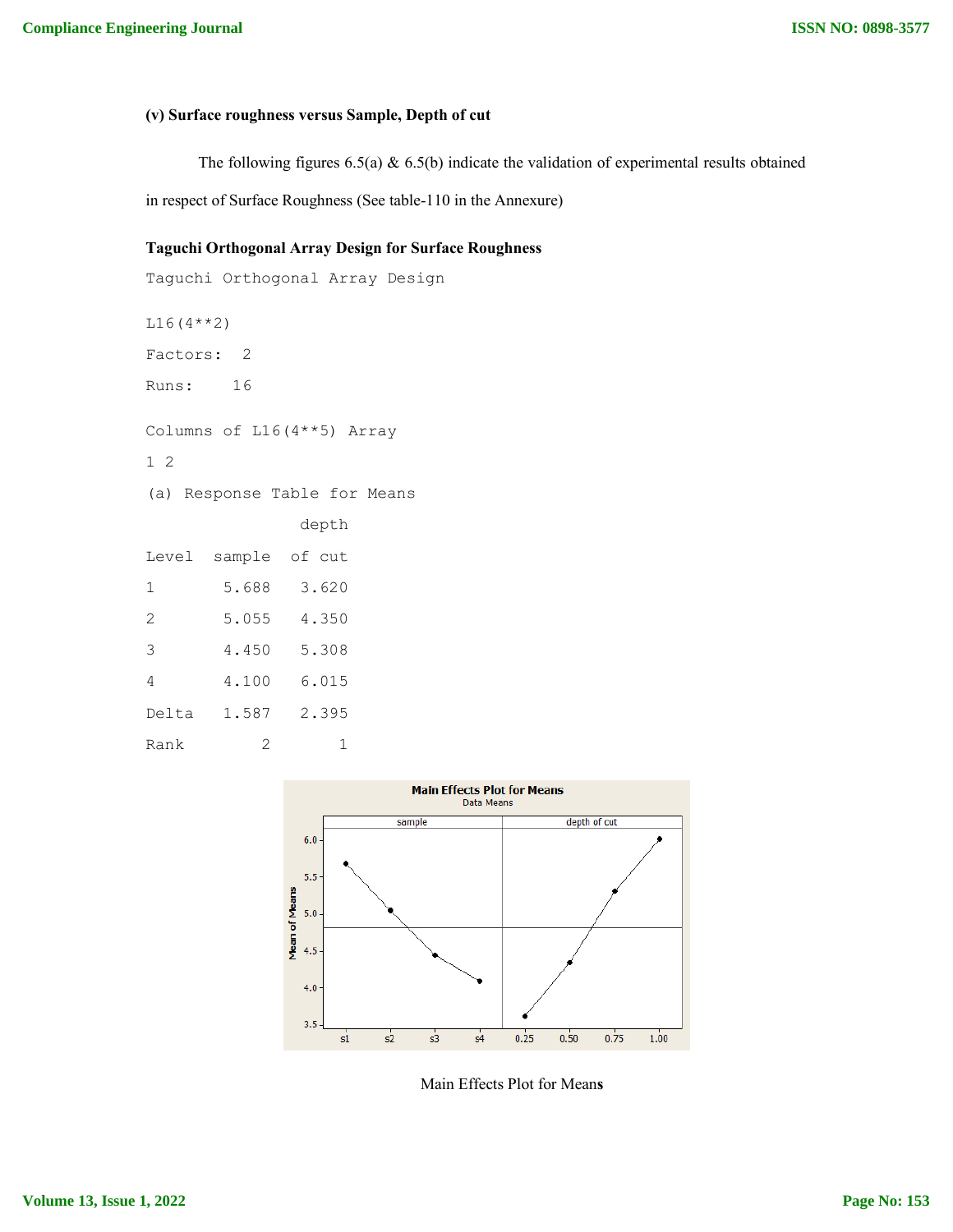**(v) Surface roughness versus Sample, Depth of cut**

The following figures 6.5(a) & 6.5(b) indicate the validation of experimental results obtained in respect of Surface Roughness (See table-110 in the Annexure)

**Taguchi Orthogonal Array Design for Surface Roughness**

```
Taguchi Orthogonal Array Design

L16(4**2)

Factors:  2

Runs:    16

Columns of L16(4**5) Array

1 2
```

(a) Response Table for Means

| Level | sample | depth of cut |
|---|---|---|
| 1 | 5.688 | 3.620 |
| 2 | 5.055 | 4.350 |
| 3 | 4.450 | 5.308 |
| 4 | 4.100 | 6.015 |
| Delta | 1.587 | 2.395 |
| Rank | 2 | 1 |

Main Effects Plot for Means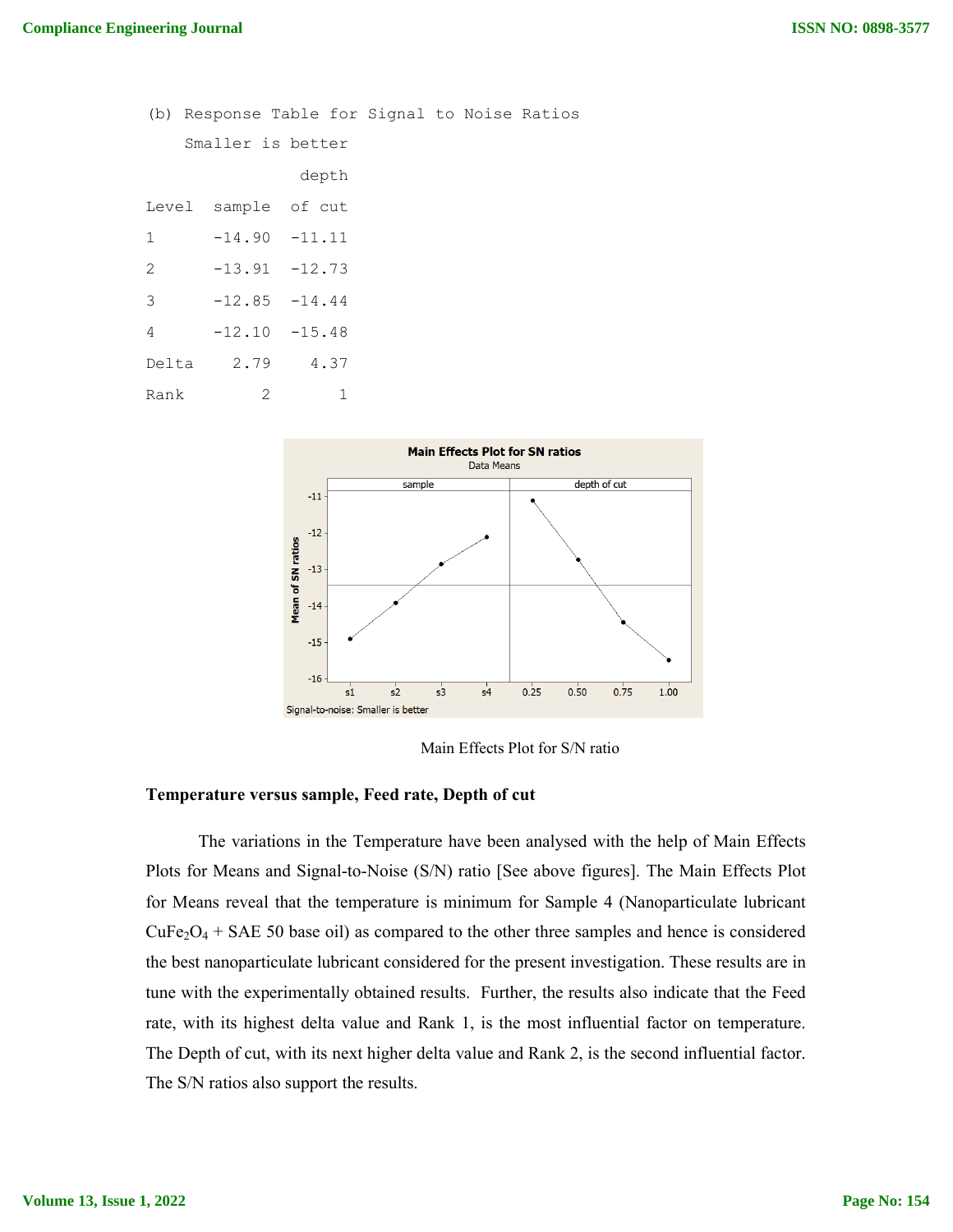(b) Response Table for Signal to Noise Ratios

Smaller is better

| Level | sample | depth of cut |
|---|---|---|
| 1 | -14.90 | -11.11 |
| 2 | -13.91 | -12.73 |
| 3 | -12.85 | -14.44 |
| 4 | -12.10 | -15.48 |
| Delta | 2.79 | 4.37 |
| Rank | 2 | 1 |

Main Effects Plot for S/N ratio

### Temperature versus sample, Feed rate, Depth of cut

The variations in the Temperature have been analysed with the help of Main Effects Plots for Means and Signal-to-Noise (S/N) ratio [See above figures]. The Main Effects Plot for Means reveal that the temperature is minimum for Sample 4 (Nanoparticulate lubricant $CuFe_2O_4$ + SAE 50 base oil) as compared to the other three samples and hence is considered the best nanoparticulate lubricant considered for the present investigation. These results are in tune with the experimentally obtained results. Further, the results also indicate that the Feed rate, with its highest delta value and Rank 1, is the most influential factor on temperature. The Depth of cut, with its next higher delta value and Rank 2, is the second influential factor. The S/N ratios also support the results.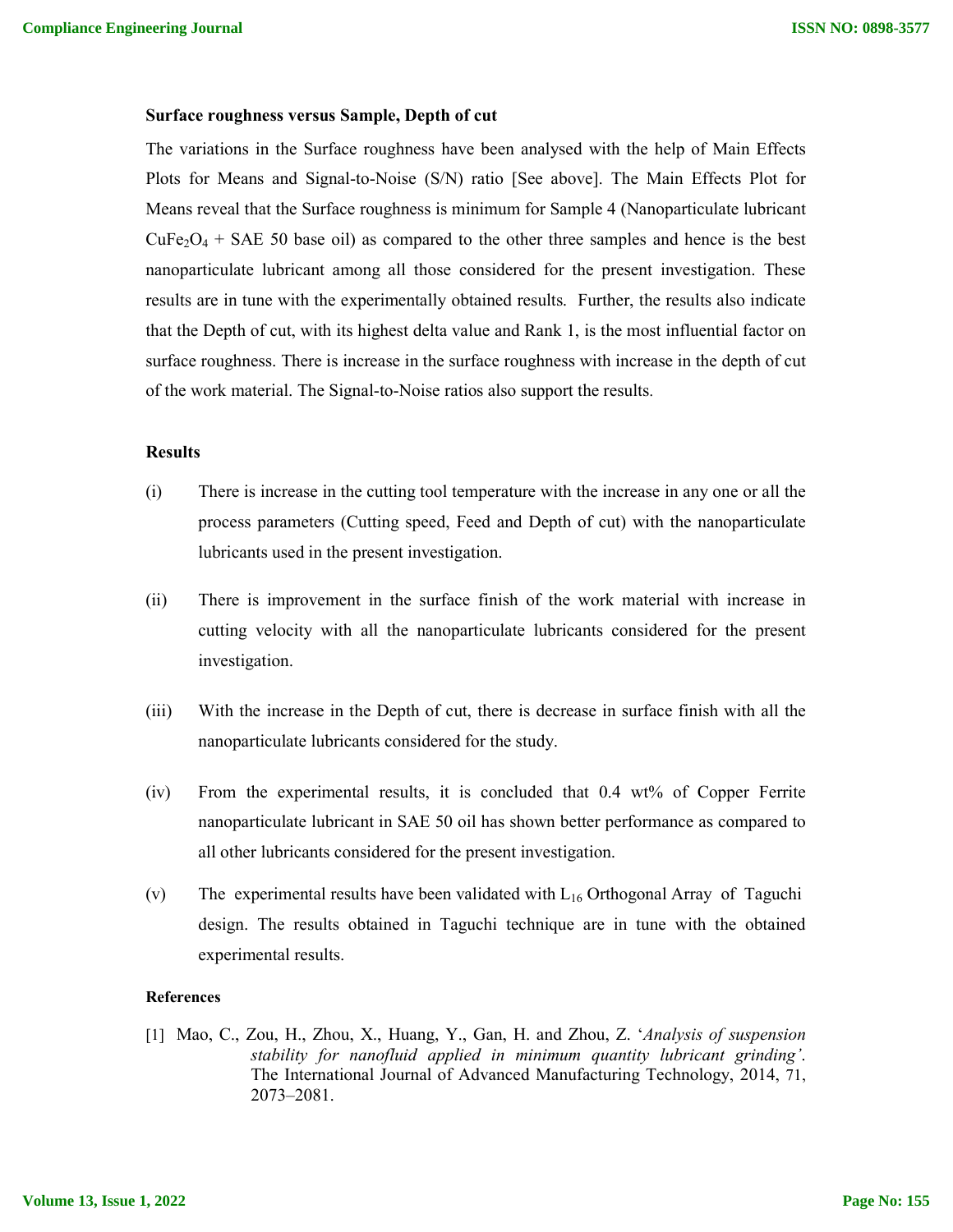**Surface roughness versus Sample, Depth of cut**

The variations in the Surface roughness have been analysed with the help of Main Effects Plots for Means and Signal-to-Noise (S/N) ratio [See above]. The Main Effects Plot for Means reveal that the Surface roughness is minimum for Sample 4 (Nanoparticulate lubricant $CuFe_2O_4$ + SAE 50 base oil) as compared to the other three samples and hence is the best nanoparticulate lubricant among all those considered for the present investigation. These results are in tune with the experimentally obtained results. Further, the results also indicate that the Depth of cut, with its highest delta value and Rank 1, is the most influential factor on surface roughness. There is increase in the surface roughness with increase in the depth of cut of the work material. The Signal-to-Noise ratios also support the results.

**Results**

(i) There is increase in the cutting tool temperature with the increase in any one or all the process parameters (Cutting speed, Feed and Depth of cut) with the nanoparticulate lubricants used in the present investigation.

(ii) There is improvement in the surface finish of the work material with increase in cutting velocity with all the nanoparticulate lubricants considered for the present investigation.

(iii) With the increase in the Depth of cut, there is decrease in surface finish with all the nanoparticulate lubricants considered for the study.

(iv) From the experimental results, it is concluded that 0.4 wt% of Copper Ferrite nanoparticulate lubricant in SAE 50 oil has shown better performance as compared to all other lubricants considered for the present investigation.

(v) The experimental results have been validated with $L_{16}$ Orthogonal Array of Taguchi design. The results obtained in Taguchi technique are in tune with the obtained experimental results.

**References**

[1] Mao, C., Zou, H., Zhou, X., Huang, Y., Gan, H. and Zhou, Z. '*Analysis of suspension stability for nanofluid applied in minimum quantity lubricant grinding'*. The International Journal of Advanced Manufacturing Technology, 2014, 71, 2073–2081.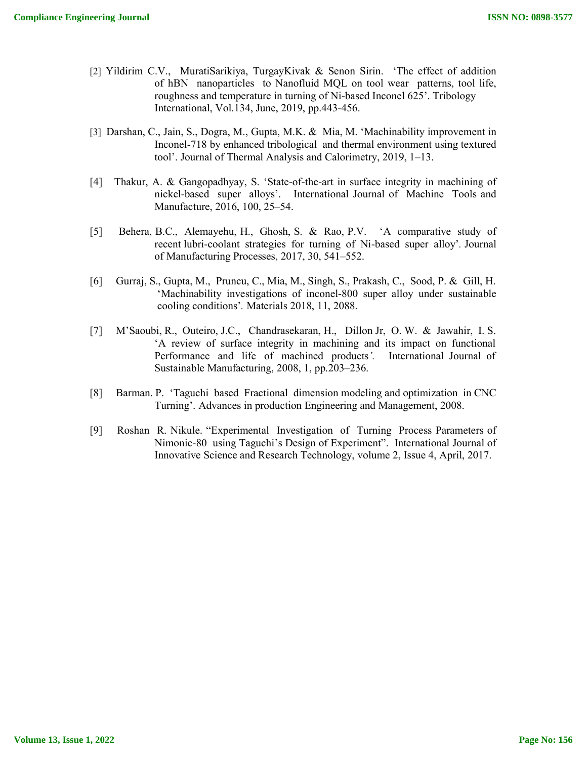[2] Yildirim C.V., MuratiSarikiya, TurgayKivak & Senon Sirin. 'The effect of addition of hBN nanoparticles to Nanofluid MQL on tool wear patterns, tool life, roughness and temperature in turning of Ni-based Inconel 625'. Tribology International, Vol.134, June, 2019, pp.443-456.

[3] Darshan, C., Jain, S., Dogra, M., Gupta, M.K. & Mia, M. 'Machinability improvement in Inconel-718 by enhanced tribological and thermal environment using textured tool'. Journal of Thermal Analysis and Calorimetry, 2019, 1–13.

[4] Thakur, A. & Gangopadhyay, S. 'State-of-the-art in surface integrity in machining of nickel-based super alloys'. International Journal of Machine Tools and Manufacture, 2016, 100, 25–54.

[5] Behera, B.C., Alemayehu, H., Ghosh, S. & Rao, P.V. 'A comparative study of recent lubri-coolant strategies for turning of Ni-based super alloy'. Journal of Manufacturing Processes, 2017, 30, 541–552.

[6] Gurraj, S., Gupta, M., Pruncu, C., Mia, M., Singh, S., Prakash, C., Sood, P. & Gill, H. 'Machinability investigations of inconel-800 super alloy under sustainable cooling conditions'. Materials 2018, 11, 2088.

[7] M'Saoubi, R., Outeiro, J.C., Chandrasekaran, H., Dillon Jr, O. W. & Jawahir, I. S. 'A review of surface integrity in machining and its impact on functional Performance and life of machined products'. International Journal of Sustainable Manufacturing, 2008, 1, pp.203–236.

[8] Barman. P. 'Taguchi based Fractional dimension modeling and optimization in CNC Turning'. Advances in production Engineering and Management, 2008.

[9] Roshan R. Nikule. "Experimental Investigation of Turning Process Parameters of Nimonic-80 using Taguchi's Design of Experiment". International Journal of Innovative Science and Research Technology, volume 2, Issue 4, April, 2017.